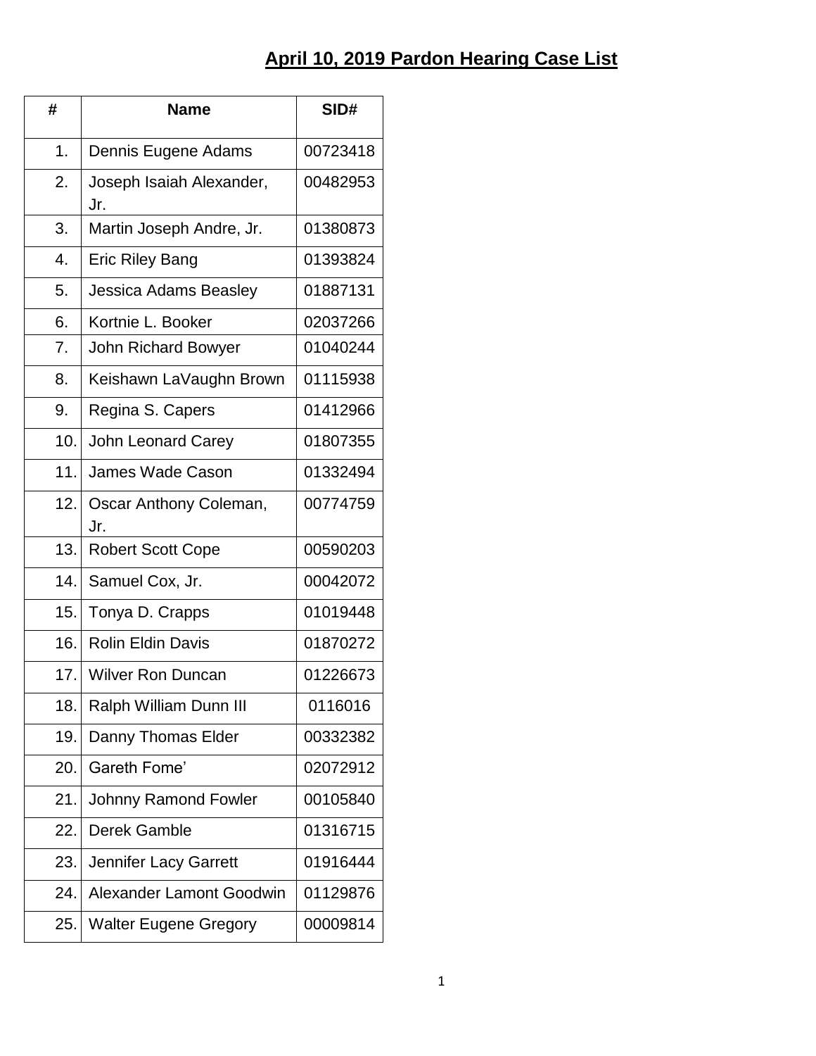# April 10, 2019 Pardon Hearing Case List

| # | Name | SID# |
|---|---|---|
| 1. | Dennis Eugene Adams | 00723418 |
| 2. | Joseph Isaiah Alexander, Jr. | 00482953 |
| 3. | Martin Joseph Andre, Jr. | 01380873 |
| 4. | Eric Riley Bang | 01393824 |
| 5. | Jessica Adams Beasley | 01887131 |
| 6. | Kortnie L. Booker | 02037266 |
| 7. | John Richard Bowyer | 01040244 |
| 8. | Keishawn LaVaughn Brown | 01115938 |
| 9. | Regina S. Capers | 01412966 |
| 10. | John Leonard Carey | 01807355 |
| 11. | James Wade Cason | 01332494 |
| 12. | Oscar Anthony Coleman, Jr. | 00774759 |
| 13. | Robert Scott Cope | 00590203 |
| 14. | Samuel Cox, Jr. | 00042072 |
| 15. | Tonya D. Crapps | 01019448 |
| 16. | Rolin Eldin Davis | 01870272 |
| 17. | Wilver Ron Duncan | 01226673 |
| 18. | Ralph William Dunn III | 0116016 |
| 19. | Danny Thomas Elder | 00332382 |
| 20. | Gareth Fome' | 02072912 |
| 21. | Johnny Ramond Fowler | 00105840 |
| 22. | Derek Gamble | 01316715 |
| 23. | Jennifer Lacy Garrett | 01916444 |
| 24. | Alexander Lamont Goodwin | 01129876 |
| 25. | Walter Eugene Gregory | 00009814 |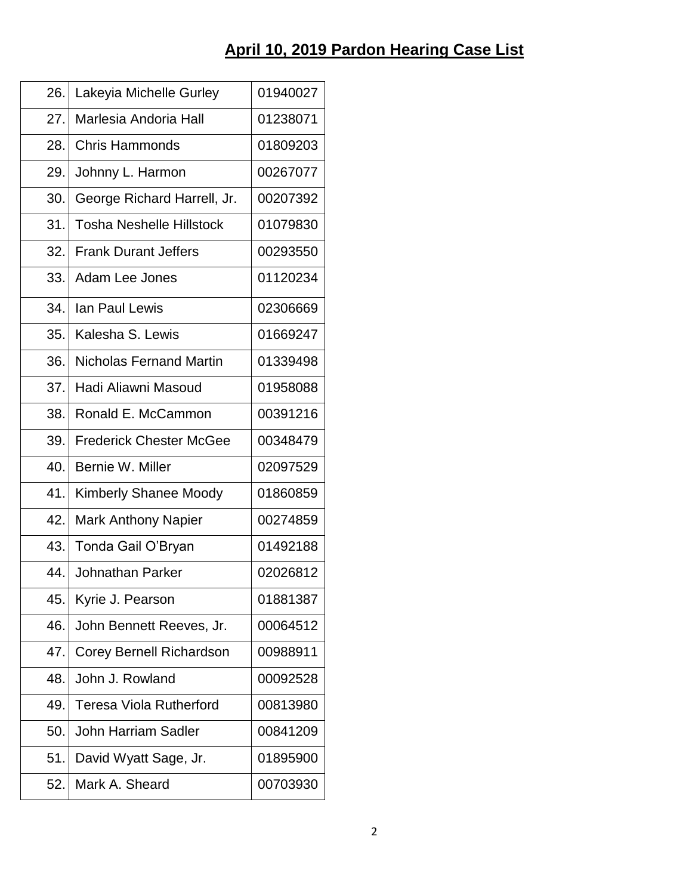## April 10, 2019 Pardon Hearing Case List

| | | |
|---|---|---|
| 26. | Lakeyia Michelle Gurley | 01940027 |
| 27. | Marlesia Andoria Hall | 01238071 |
| 28. | Chris Hammonds | 01809203 |
| 29. | Johnny L. Harmon | 00267077 |
| 30. | George Richard Harrell, Jr. | 00207392 |
| 31. | Tosha Neshelle Hillstock | 01079830 |
| 32. | Frank Durant Jeffers | 00293550 |
| 33. | Adam Lee Jones | 01120234 |
| 34. | Ian Paul Lewis | 02306669 |
| 35. | Kalesha S. Lewis | 01669247 |
| 36. | Nicholas Fernand Martin | 01339498 |
| 37. | Hadi Aliawni Masoud | 01958088 |
| 38. | Ronald E. McCammon | 00391216 |
| 39. | Frederick Chester McGee | 00348479 |
| 40. | Bernie W. Miller | 02097529 |
| 41. | Kimberly Shanee Moody | 01860859 |
| 42. | Mark Anthony Napier | 00274859 |
| 43. | Tonda Gail O'Bryan | 01492188 |
| 44. | Johnathan Parker | 02026812 |
| 45. | Kyrie J. Pearson | 01881387 |
| 46. | John Bennett Reeves, Jr. | 00064512 |
| 47. | Corey Bernell Richardson | 00988911 |
| 48. | John J. Rowland | 00092528 |
| 49. | Teresa Viola Rutherford | 00813980 |
| 50. | John Harriam Sadler | 00841209 |
| 51. | David Wyatt Sage, Jr. | 01895900 |
| 52. | Mark A. Sheard | 00703930 |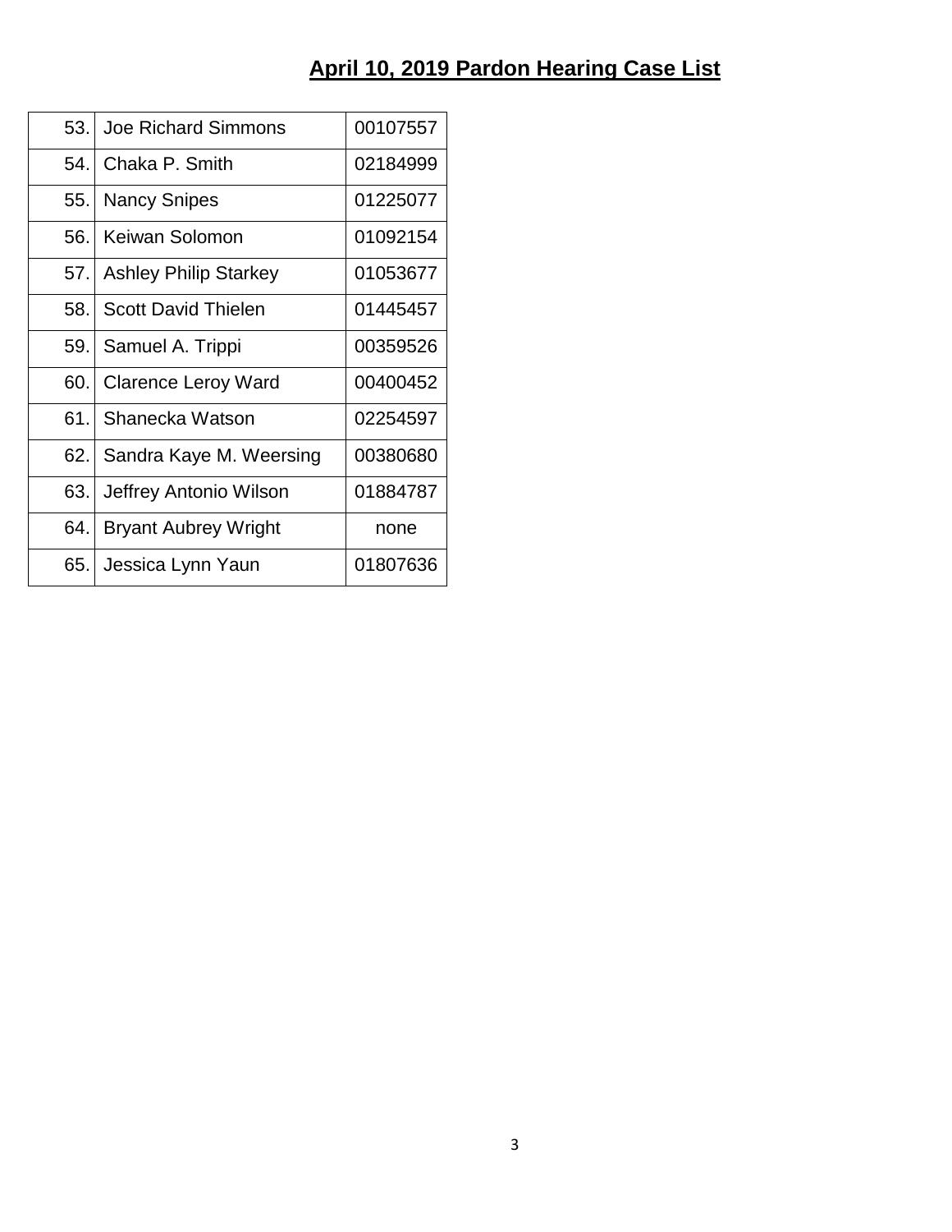# April 10, 2019 Pardon Hearing Case List

| | | |
|---|---|---|
| 53. | Joe Richard Simmons | 00107557 |
| 54. | Chaka P. Smith | 02184999 |
| 55. | Nancy Snipes | 01225077 |
| 56. | Keiwan Solomon | 01092154 |
| 57. | Ashley Philip Starkey | 01053677 |
| 58. | Scott David Thielen | 01445457 |
| 59. | Samuel A. Trippi | 00359526 |
| 60. | Clarence Leroy Ward | 00400452 |
| 61. | Shanecka Watson | 02254597 |
| 62. | Sandra Kaye M. Weersing | 00380680 |
| 63. | Jeffrey Antonio Wilson | 01884787 |
| 64. | Bryant Aubrey Wright | none |
| 65. | Jessica Lynn Yaun | 01807636 |